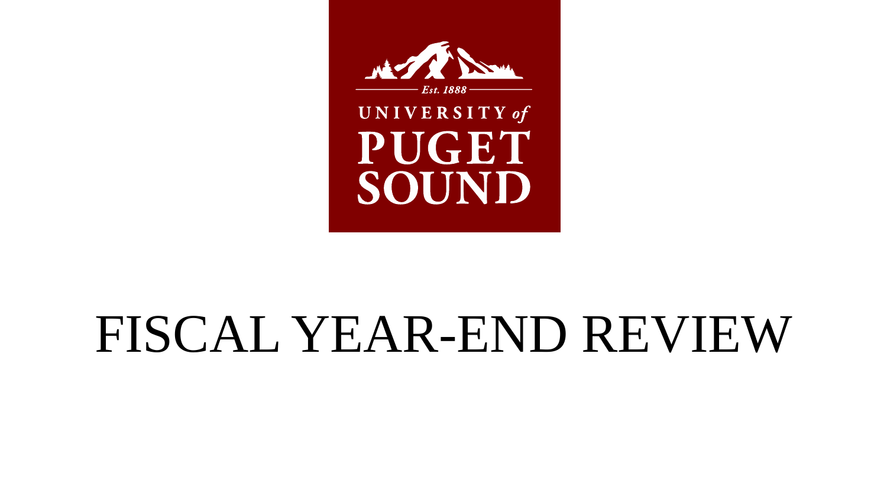Est. 1888

UNIVERSITY *of* PUGET SOUND

# FISCAL YEAR-END REVIEW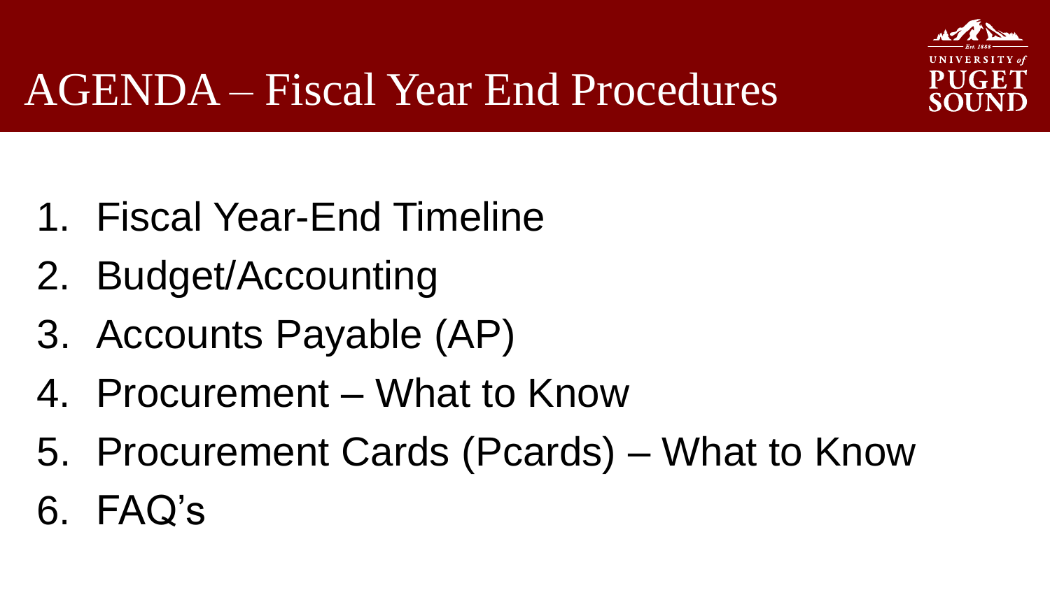# AGENDA – Fiscal Year End Procedures

1. Fiscal Year-End Timeline
2. Budget/Accounting
3. Accounts Payable (AP)
4. Procurement – What to Know
5. Procurement Cards (Pcards) – What to Know
6. FAQ's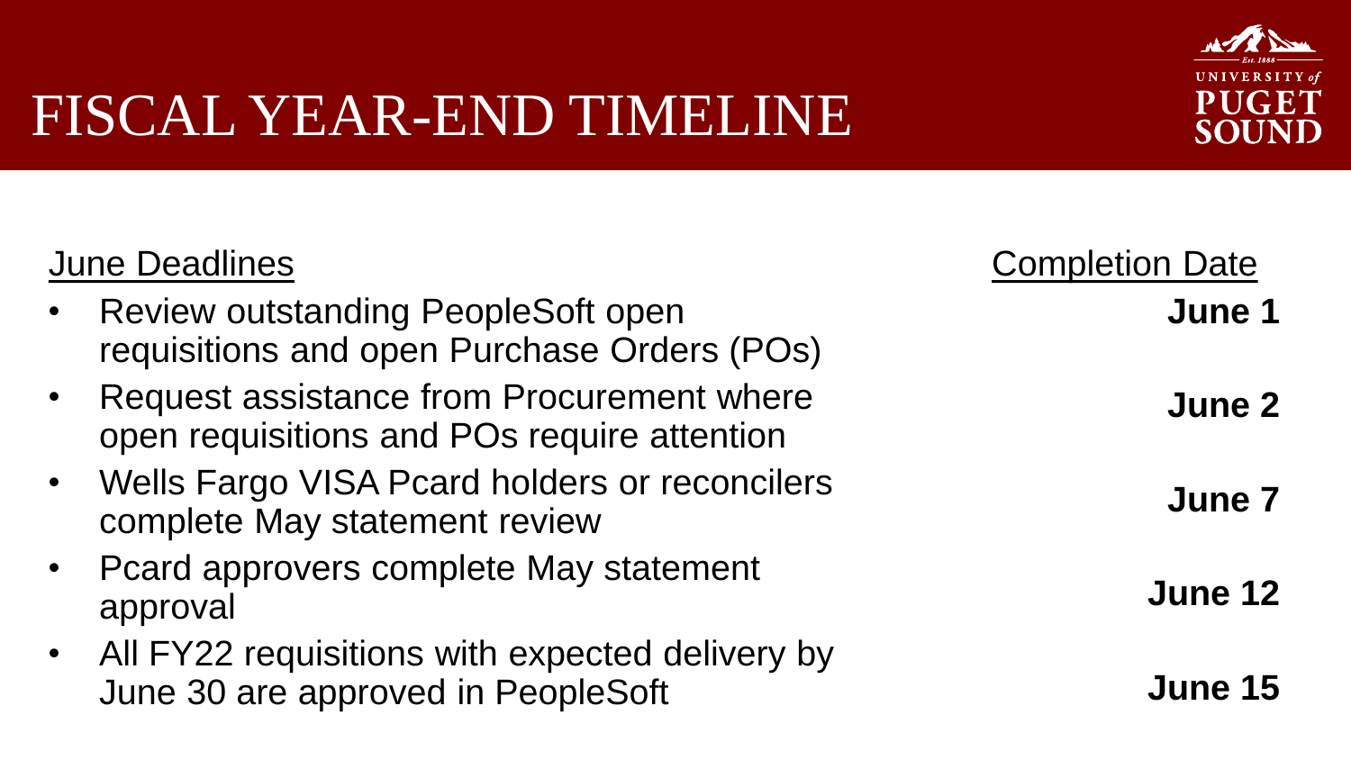# FISCAL YEAR-END TIMELINE

| June Deadlines | Completion Date |
| --- | --- |
| Review outstanding PeopleSoft open requisitions and open Purchase Orders (POs) | **June 1** |
| Request assistance from Procurement where open requisitions and POs require attention | **June 2** |
| Wells Fargo VISA Pcard holders or reconcilers complete May statement review | **June 7** |
| Pcard approvers complete May statement approval | **June 12** |
| All FY22 requisitions with expected delivery by June 30 are approved in PeopleSoft | **June 15** |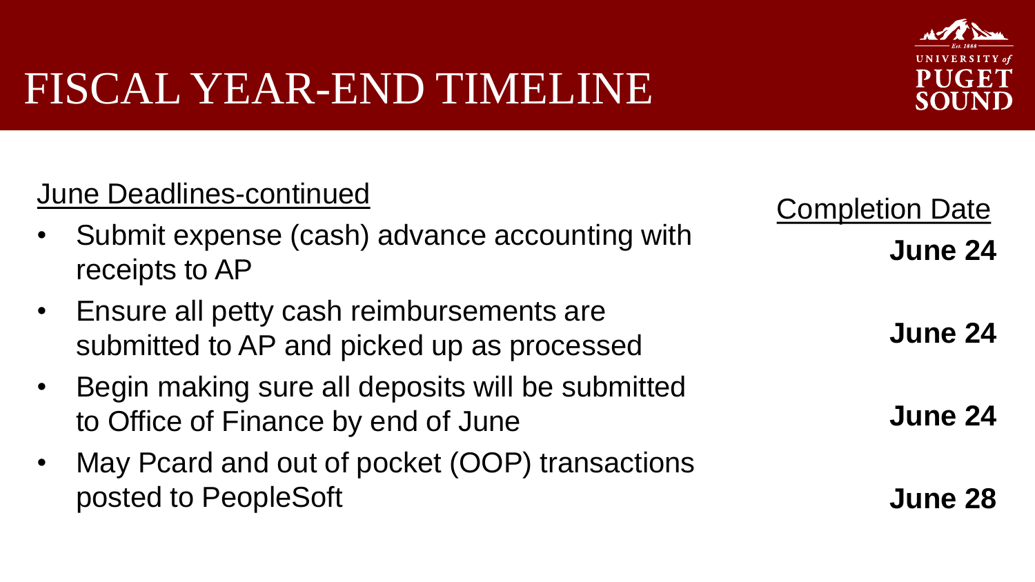# FISCAL YEAR-END TIMELINE

| June Deadlines-continued | Completion Date |
| --- | --- |
| Submit expense (cash) advance accounting with receipts to AP | **June 24** |
| Ensure all petty cash reimbursements are submitted to AP and picked up as processed | **June 24** |
| Begin making sure all deposits will be submitted to Office of Finance by end of June | **June 24** |
| May Pcard and out of pocket (OOP) transactions posted to PeopleSoft | **June 28** |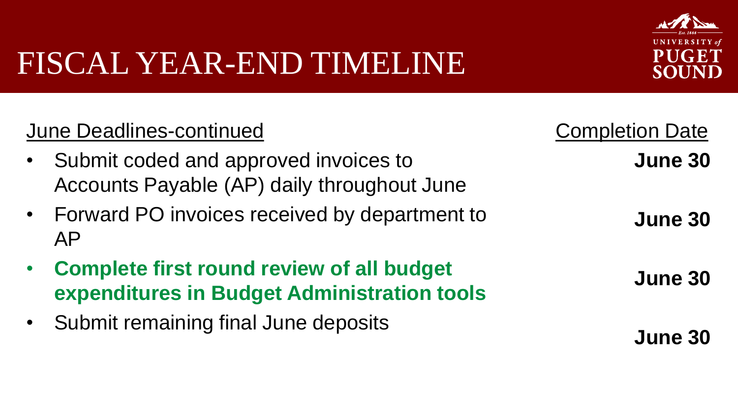# FISCAL YEAR-END TIMELINE

| June Deadlines-continued | Completion Date |
| --- | --- |
| • Submit coded and approved invoices to Accounts Payable (AP) daily throughout June | **June 30** |
| • Forward PO invoices received by department to AP | **June 30** |
| • **Complete first round review of all budget expenditures in Budget Administration tools** | **June 30** |
| • Submit remaining final June deposits | **June 30** |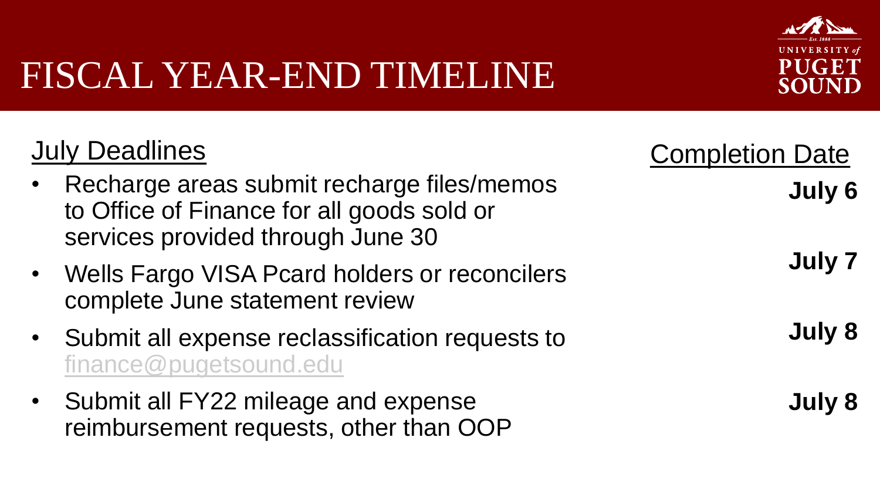# FISCAL YEAR-END TIMELINE

| July Deadlines | Completion Date |
| --- | --- |
| Recharge areas submit recharge files/memos to Office of Finance for all goods sold or services provided through June 30 | **July 6** |
| Wells Fargo VISA Pcard holders or reconcilers complete June statement review | **July 7** |
| Submit all expense reclassification requests to finance@pugetsound.edu | **July 8** |
| Submit all FY22 mileage and expense reimbursement requests, other than OOP | **July 8** |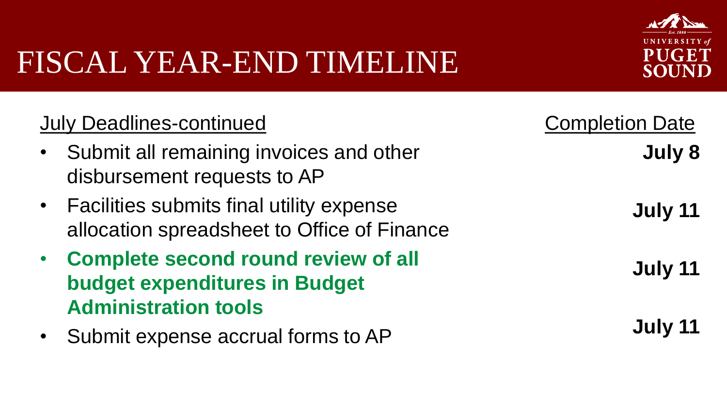# FISCAL YEAR-END TIMELINE

| July Deadlines-continued | Completion Date |
| --- | --- |
| Submit all remaining invoices and other disbursement requests to AP | **July 8** |
| Facilities submits final utility expense allocation spreadsheet to Office of Finance | **July 11** |
| **Complete second round review of all budget expenditures in Budget Administration tools** | **July 11** |
| Submit expense accrual forms to AP | **July 11** |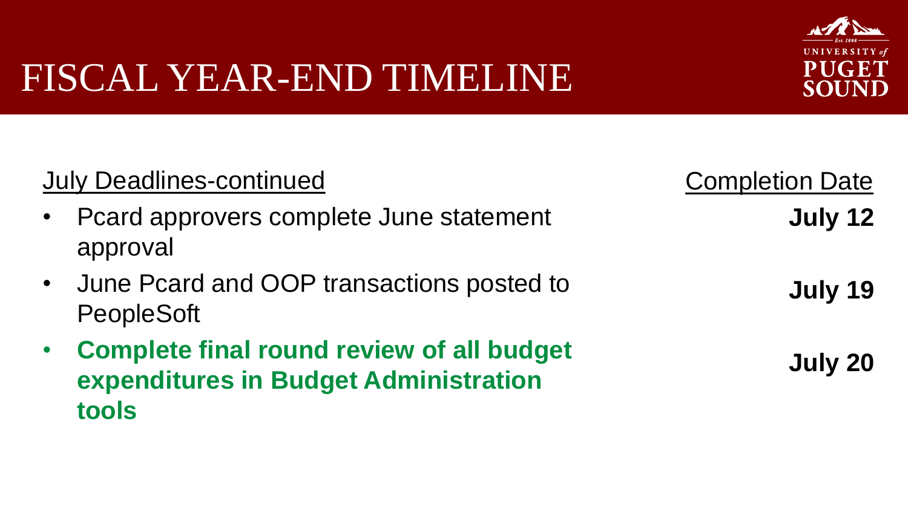# FISCAL YEAR-END TIMELINE

| July Deadlines-continued | Completion Date |
| --- | --- |
| • Pcard approvers complete June statement approval | **July 12** |
| • June Pcard and OOP transactions posted to PeopleSoft | **July 19** |
| • **Complete final round review of all budget expenditures in Budget Administration tools** | **July 20** |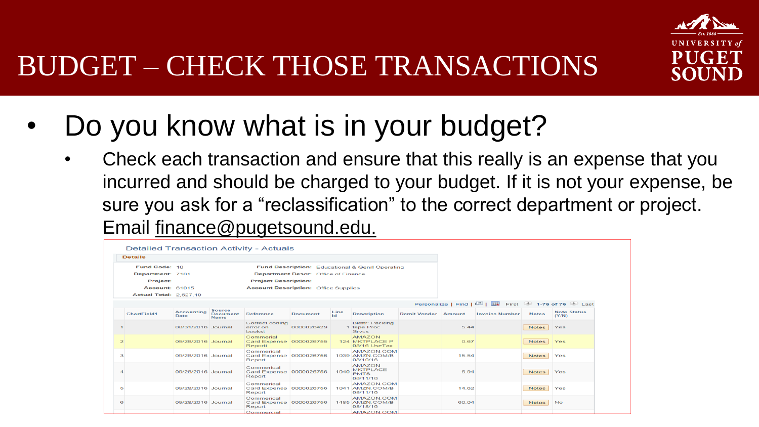# BUDGET – CHECK THOSE TRANSACTIONS

- Do you know what is in your budget?
  - Check each transaction and ensure that this really is an expense that you incurred and should be charged to your budget. If it is not your expense, be sure you ask for a "reclassification" to the correct department or project. Email finance@pugetsound.edu.

Detailed Transaction Activity - Actuals

**Details**

| | | | |
|---|---|---|---|
| **Fund Code:** | 10 | **Fund Description:** | Educational & Genrl Operating |
| **Department:** | 7101 | **Department Descr:** | Office of Finance |
| **Project:** | | **Project Description:** | |
| **Account:** | 61015 | **Account Description:** | Office Supplies |
| **Actual Total:** | 2,627.19 | | |

Personalize | Find | First 1-76 of 76 Last

| | ChartField1 | Accounting Date | Source Document Name | Reference | Document | Line Id | Description | Remit Vendor | Amount | Invoice Number | Notes | Note Status (Y/N) |
|---|---|---|---|---|---|---|---|---|---|---|---|---|
| 1 | | 08/31/2016 | Journal | Correct coding error on bookst | 0000026429 | 1 | Bkstr: Packing tape Proc Srvcs | | 5.44 | | Notes | Yes |
| 2 | | 09/28/2016 | Journal | Commercial Card Expense Report | 0000026755 | 124 | AMAZON MKTPLACE P 08/16 UseTax | | 0.67 | | Notes | Yes |
| 3 | | 09/28/2016 | Journal | Commercial Card Expense Report | 0000026756 | 1039 | AMAZON.COM AMZN.COM/B 08/10/16 | | 15.54 | | Notes | Yes |
| 4 | | 09/28/2016 | Journal | Commercial Card Expense Report | 0000026756 | 1040 | AMAZON MKTPLACE PMTS 08/11/16 | | 8.94 | | Notes | Yes |
| 5 | | 09/28/2016 | Journal | Commercial Card Expense Report | 0000026756 | 1041 | AMAZON.COM AMZN.COM/B 08/11/16 | | 14.62 | | Notes | Yes |
| 6 | | 09/28/2016 | Journal | Commercial Card Expense Report | 0000026756 | 1486 | AMAZON.COM AMZN.COM/B 08/18/16 | | 60.04 | | Notes | No |
| | | | | Commercial | | | AMAZON.COM | | | | | |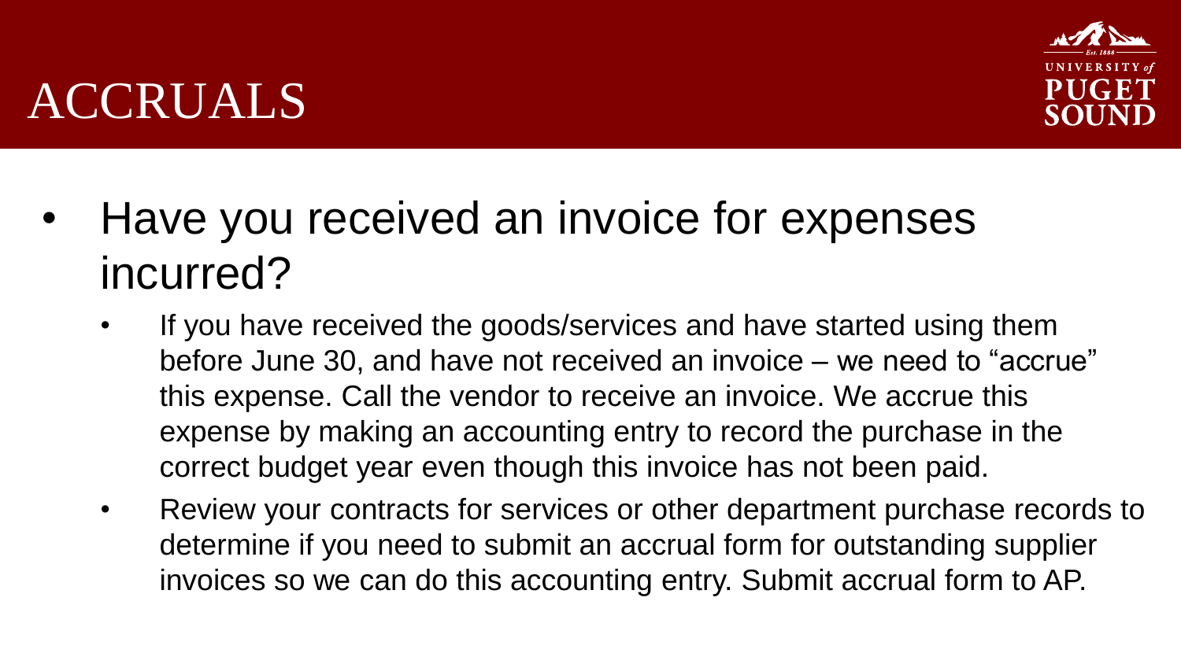# ACCRUALS

- Have you received an invoice for expenses incurred?
  - If you have received the goods/services and have started using them before June 30, and have not received an invoice – we need to "accrue" this expense. Call the vendor to receive an invoice. We accrue this expense by making an accounting entry to record the purchase in the correct budget year even though this invoice has not been paid.
  - Review your contracts for services or other department purchase records to determine if you need to submit an accrual form for outstanding supplier invoices so we can do this accounting entry. Submit accrual form to AP.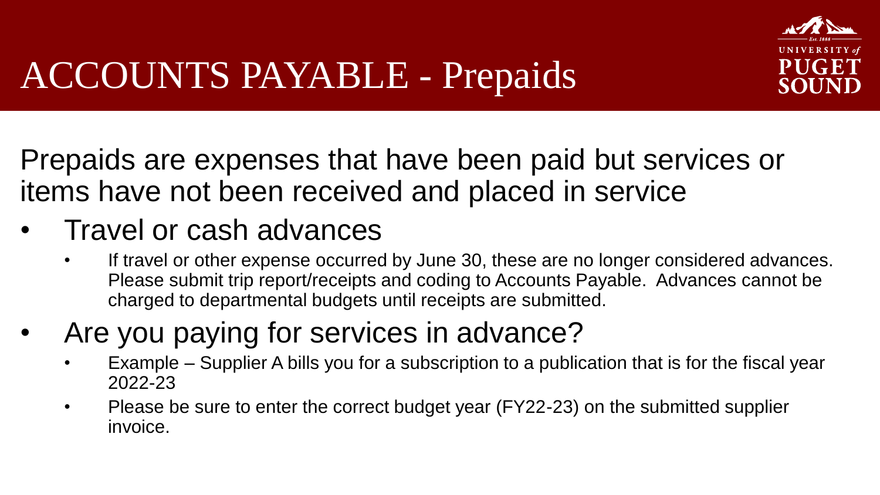# ACCOUNTS PAYABLE - Prepaids

Prepaids are expenses that have been paid but services or items have not been received and placed in service

- Travel or cash advances
  - If travel or other expense occurred by June 30, these are no longer considered advances. Please submit trip report/receipts and coding to Accounts Payable. Advances cannot be charged to departmental budgets until receipts are submitted.
- Are you paying for services in advance?
  - Example – Supplier A bills you for a subscription to a publication that is for the fiscal year 2022-23
  - Please be sure to enter the correct budget year (FY22-23) on the submitted supplier invoice.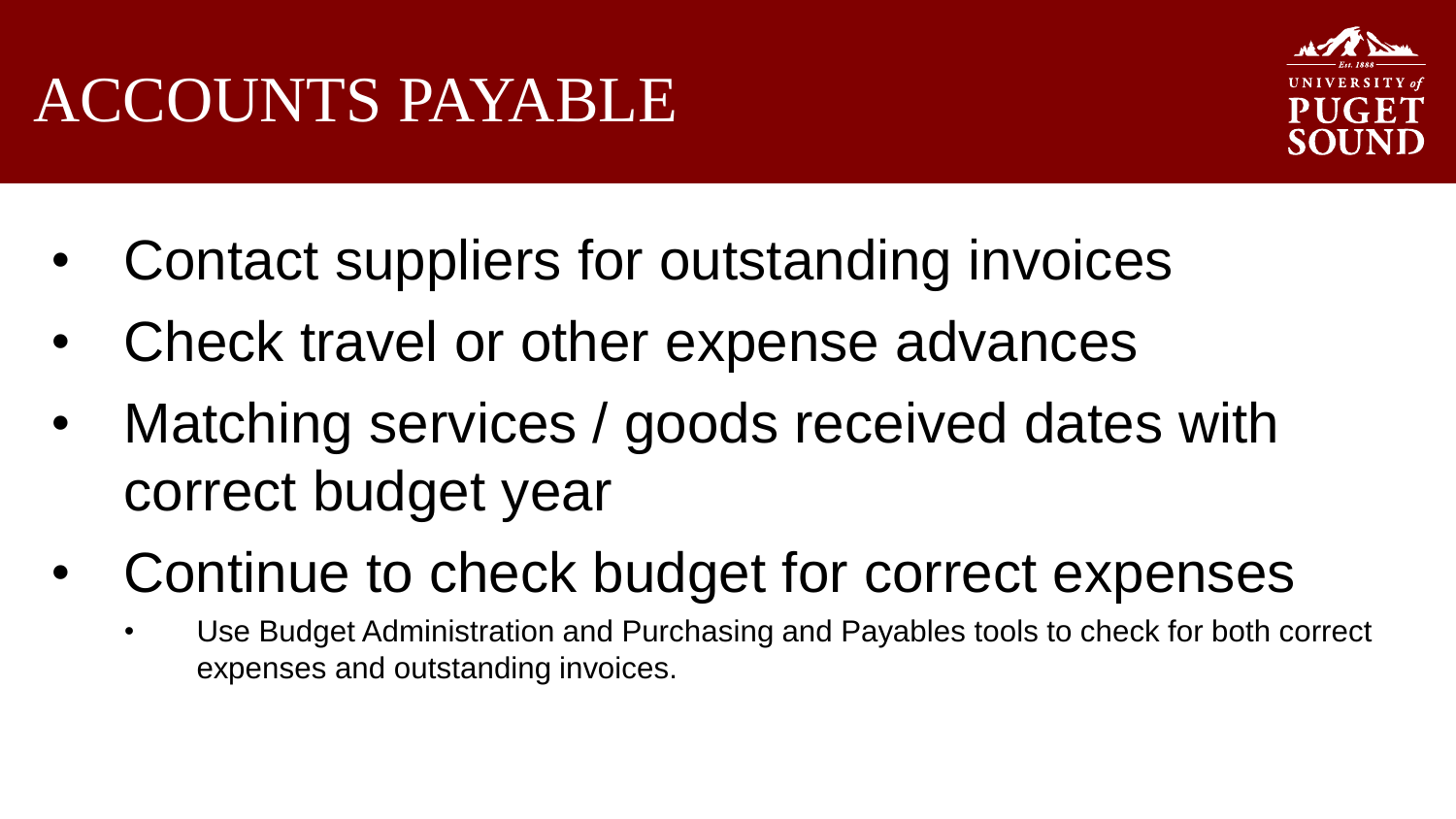# ACCOUNTS PAYABLE

- Contact suppliers for outstanding invoices
- Check travel or other expense advances
- Matching services / goods received dates with correct budget year
- Continue to check budget for correct expenses
  - Use Budget Administration and Purchasing and Payables tools to check for both correct expenses and outstanding invoices.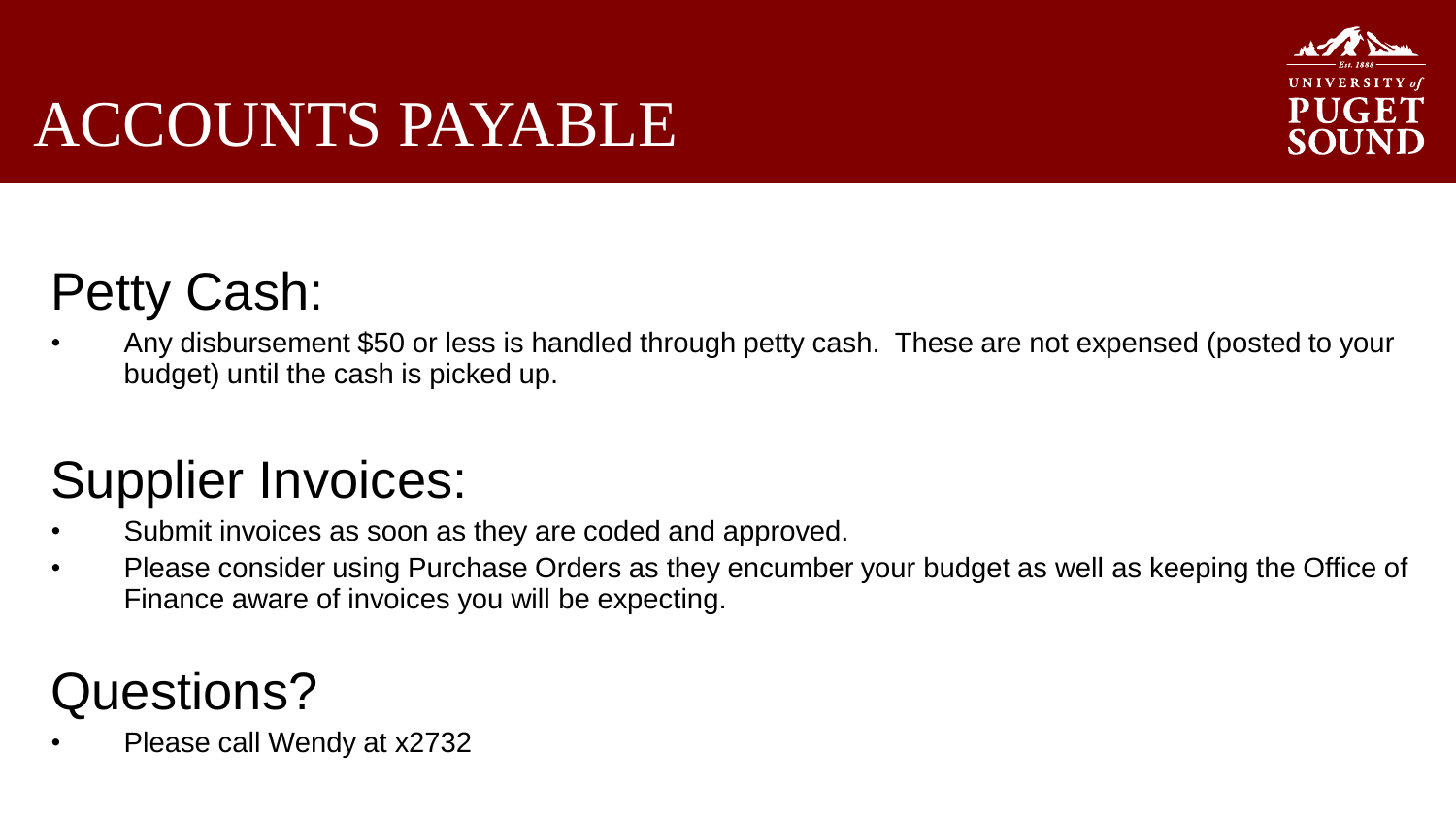# ACCOUNTS PAYABLE

## Petty Cash:

- Any disbursement $50 or less is handled through petty cash. These are not expensed (posted to your budget) until the cash is picked up.

## Supplier Invoices:

- Submit invoices as soon as they are coded and approved.
- Please consider using Purchase Orders as they encumber your budget as well as keeping the Office of Finance aware of invoices you will be expecting.

## Questions?

- Please call Wendy at x2732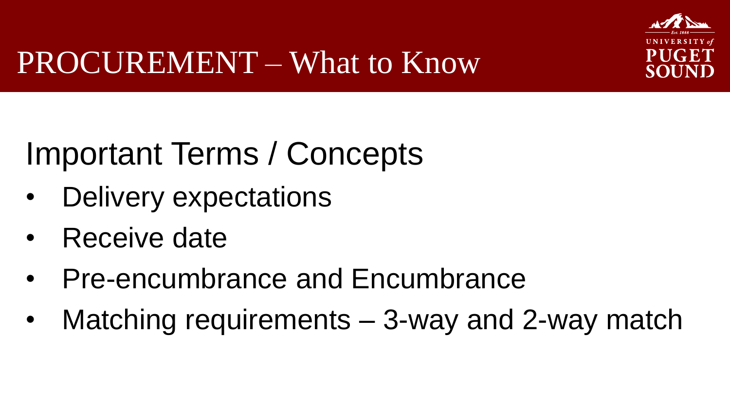# PROCUREMENT – What to Know

## Important Terms / Concepts

- Delivery expectations
- Receive date
- Pre-encumbrance and Encumbrance
- Matching requirements – 3-way and 2-way match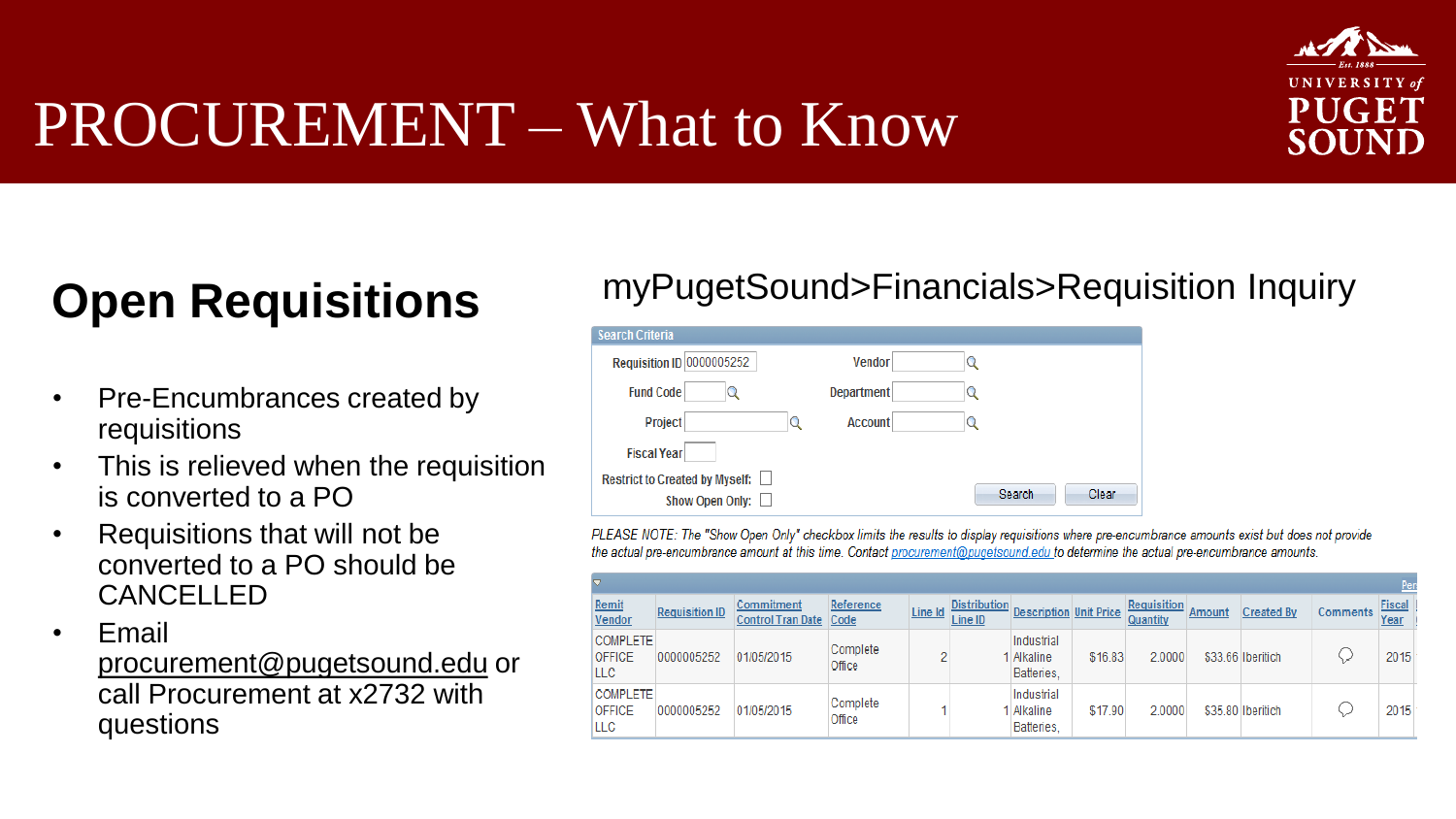# PROCUREMENT – What to Know

## Open Requisitions

- Pre-Encumbrances created by requisitions
- This is relieved when the requisition is converted to a PO
- Requisitions that will not be converted to a PO should be CANCELLED
- Email procurement@pugetsound.edu or call Procurement at x2732 with questions

### myPugetSound>Financials>Requisition Inquiry

**Search Criteria**

Requisition ID 0000005252 | Vendor
Fund Code | Department
Project | Account
Fiscal Year
Restrict to Created by Myself:
Show Open Only:

Search | Clear

*PLEASE NOTE: The "Show Open Only" checkbox limits the results to display requisitions where pre-encumbrance amounts exist but does not provide the actual pre-encumbrance amount at this time. Contact procurement@pugetsound.edu to determine the actual pre-encumbrance amounts.*

| Remit Vendor | Requisition ID | Commitment Control Tran Date | Reference Code | Line Id | Distribution Line ID | Description | Unit Price | Requisition Quantity | Amount | Created By | Comments | Fiscal Year |
|---|---|---|---|---|---|---|---|---|---|---|---|---|
| COMPLETE OFFICE LLC | 0000005252 | 01/05/2015 | Complete Office | 2 | 1 | Industrial Alkaline Batteries, | $16.83 | 2.0000 | $33.66 | lberitich | | 2015 |
| COMPLETE OFFICE LLC | 0000005252 | 01/05/2015 | Complete Office | 1 | 1 | Industrial Alkaline Batteries, | $17.90 | 2.0000 | $35.80 | lberitich | | 2015 |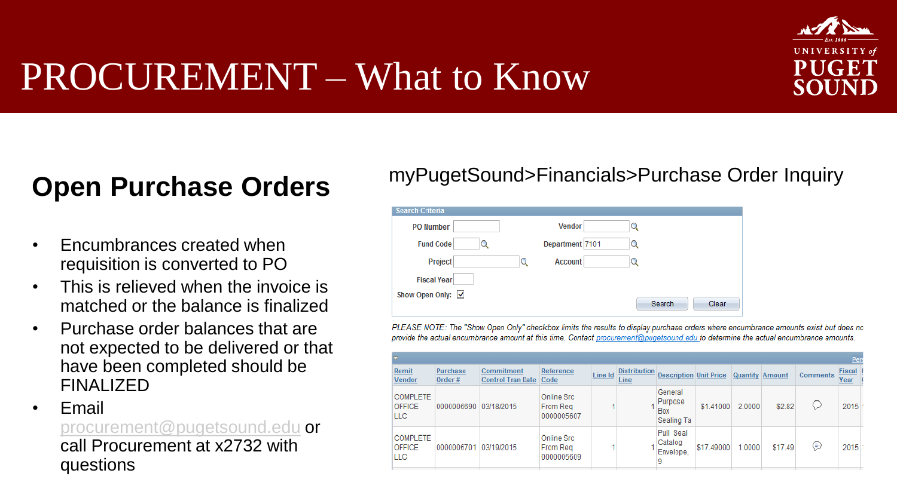# PROCUREMENT – What to Know

## Open Purchase Orders

- Encumbrances created when requisition is converted to PO
- This is relieved when the invoice is matched or the balance is finalized
- Purchase order balances that are not expected to be delivered or that have been completed should be FINALIZED
- Email procurement@pugetsound.edu or call Procurement at x2732 with questions

myPugetSound>Financials>Purchase Order Inquiry

**Search Criteria**

| | | | |
|---|---|---|---|
| PO Number | | Vendor | |
| Fund Code | | Department | 7101 |
| Project | | Account | |
| Fiscal Year | | | |
| Show Open Only: | ☑ | | |

Search | Clear

*PLEASE NOTE: The "Show Open Only" checkbox limits the results to display purchase orders where encumbrance amounts exist but does no provide the actual encumbrance amount at this time. Contact procurement@pugetsound.edu to determine the actual encumbrance amounts.*

| Remit Vendor | Purchase Order # | Commitment Control Tran Date | Reference Code | Line Id | Distribution Line | Description | Unit Price | Quantity | Amount | Comments | Fiscal Year |
|---|---|---|---|---|---|---|---|---|---|---|---|
| COMPLETE OFFICE LLC | 0000006690 | 03/18/2015 | Online Src From Req 0000005607 | 1 | 1 | General Purpose Box Sealing Ta | $1.41000 | 2.0000 | $2.82 | | 2015 |
| COMPLETE OFFICE LLC | 0000006701 | 03/19/2015 | Online Src From Req 0000005609 | 1 | 1 | Pull Seal Catalog Envelope, 9 | $17.49000 | 1.0000 | $17.49 | | 2015 |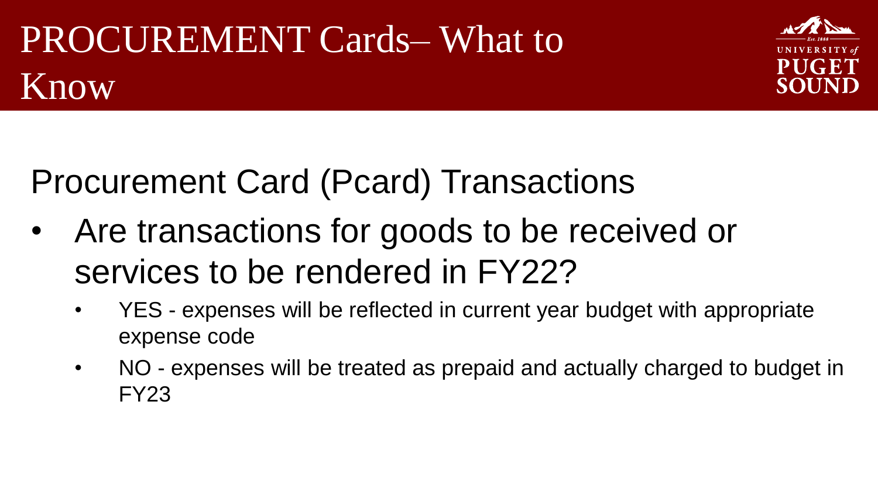# PROCUREMENT Cards– What to Know

## Procurement Card (Pcard) Transactions

- Are transactions for goods to be received or services to be rendered in FY22?
  - YES - expenses will be reflected in current year budget with appropriate expense code
  - NO - expenses will be treated as prepaid and actually charged to budget in FY23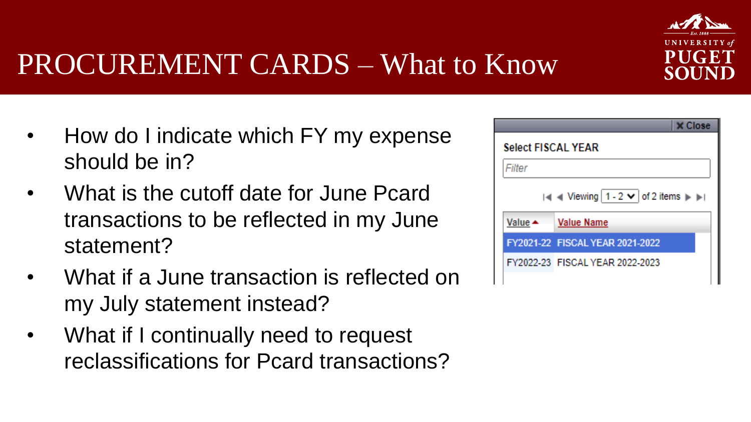# PROCUREMENT CARDS – What to Know

- How do I indicate which FY my expense should be in?
- What is the cutoff date for June Pcard transactions to be reflected in my June statement?
- What if a June transaction is reflected on my July statement instead?
- What if I continually need to request reclassifications for Pcard transactions?

**Select FISCAL YEAR**

Filter

Viewing 1 - 2 of 2 items

| Value | Value Name |
| --- | --- |
| FY2021-22 | FISCAL YEAR 2021-2022 |
| FY2022-23 | FISCAL YEAR 2022-2023 |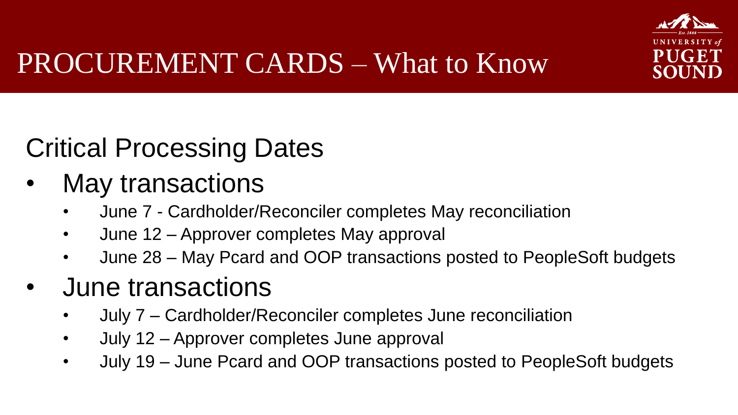# PROCUREMENT CARDS – What to Know

## Critical Processing Dates

- May transactions
  - June 7 - Cardholder/Reconciler completes May reconciliation
  - June 12 – Approver completes May approval
  - June 28 – May Pcard and OOP transactions posted to PeopleSoft budgets
- June transactions
  - July 7 – Cardholder/Reconciler completes June reconciliation
  - July 12 – Approver completes June approval
  - July 19 – June Pcard and OOP transactions posted to PeopleSoft budgets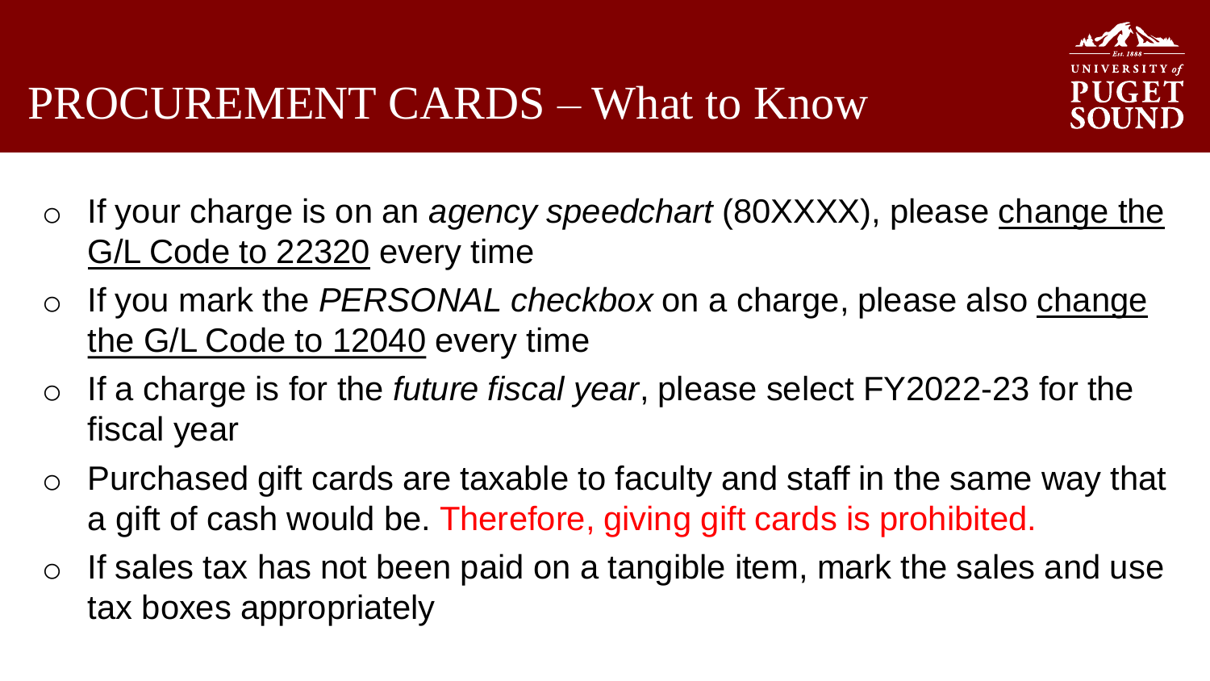# PROCUREMENT CARDS – What to Know

- If your charge is on an *agency speedchart* (80XXXX), please <u>change the G/L Code to 22320</u> every time
- If you mark the *PERSONAL checkbox* on a charge, please also <u>change the G/L Code to 12040</u> every time
- If a charge is for the *future fiscal year*, please select FY2022-23 for the fiscal year
- Purchased gift cards are taxable to faculty and staff in the same way that a gift of cash would be. Therefore, giving gift cards is prohibited.
- If sales tax has not been paid on a tangible item, mark the sales and use tax boxes appropriately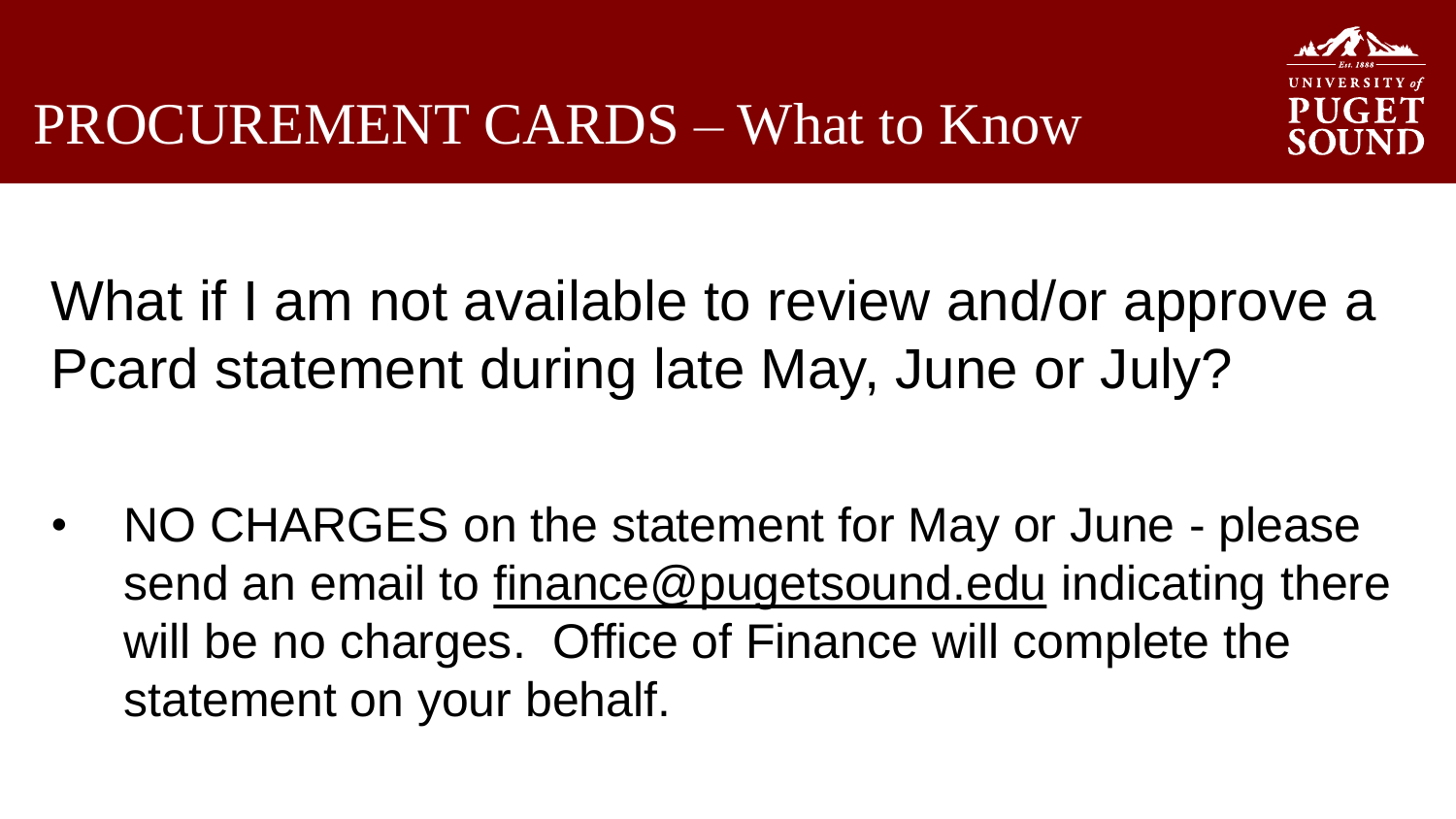# PROCUREMENT CARDS – What to Know

## What if I am not available to review and/or approve a Pcard statement during late May, June or July?

- NO CHARGES on the statement for May or June - please send an email to finance@pugetsound.edu indicating there will be no charges. Office of Finance will complete the statement on your behalf.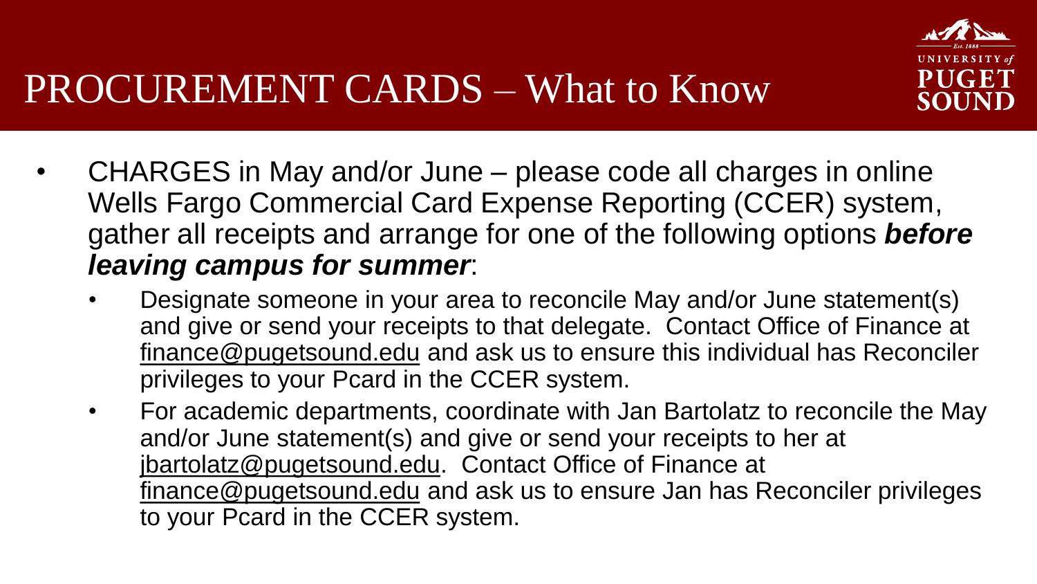# PROCUREMENT CARDS – What to Know

- CHARGES in May and/or June – please code all charges in online Wells Fargo Commercial Card Expense Reporting (CCER) system, gather all receipts and arrange for one of the following options ***before leaving campus for summer***:
  - Designate someone in your area to reconcile May and/or June statement(s) and give or send your receipts to that delegate. Contact Office of Finance at finance@pugetsound.edu and ask us to ensure this individual has Reconciler privileges to your Pcard in the CCER system.
  - For academic departments, coordinate with Jan Bartolatz to reconcile the May and/or June statement(s) and give or send your receipts to her at jbartolatz@pugetsound.edu. Contact Office of Finance at finance@pugetsound.edu and ask us to ensure Jan has Reconciler privileges to your Pcard in the CCER system.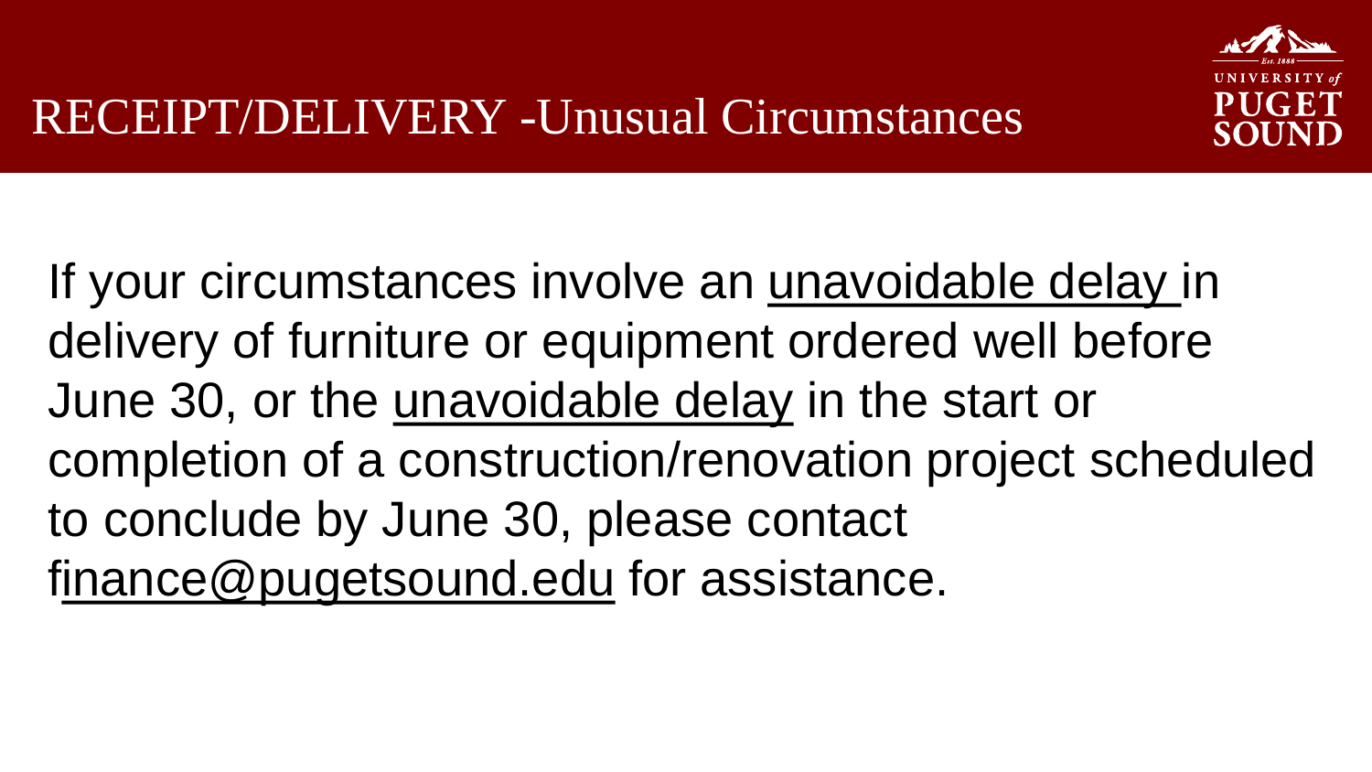# RECEIPT/DELIVERY -Unusual Circumstances

If your circumstances involve an unavoidable delay in delivery of furniture or equipment ordered well before June 30, or the unavoidable delay in the start or completion of a construction/renovation project scheduled to conclude by June 30, please contact finance@pugetsound.edu for assistance.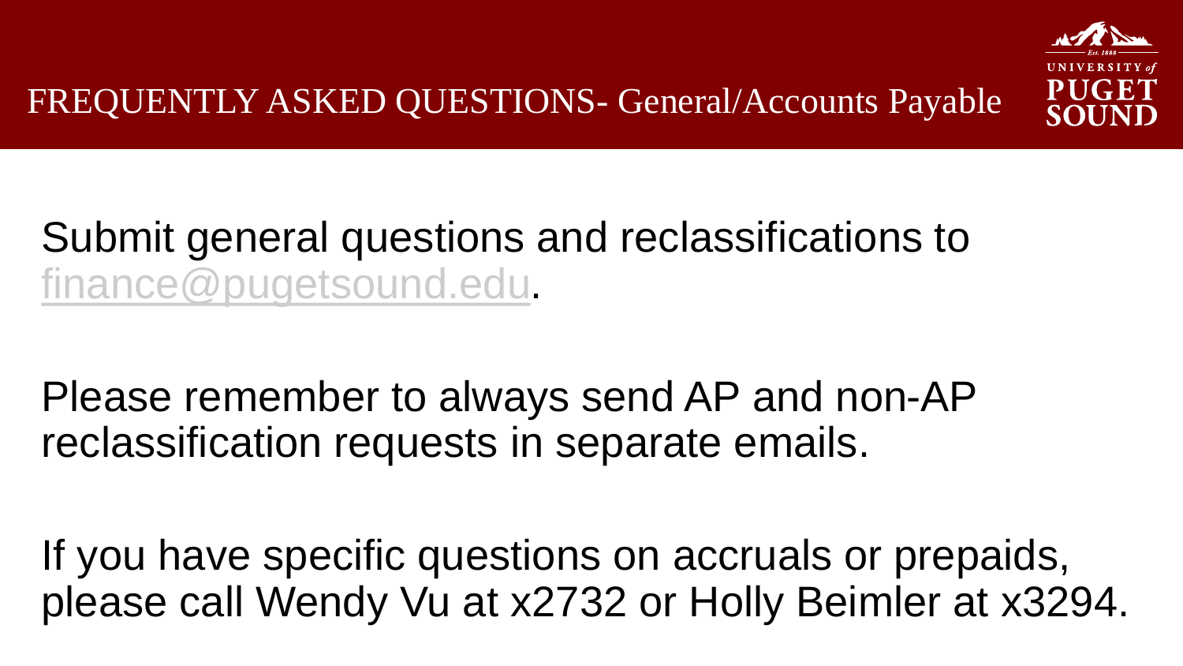# FREQUENTLY ASKED QUESTIONS- General/Accounts Payable

Submit general questions and reclassifications to finance@pugetsound.edu.

Please remember to always send AP and non-AP reclassification requests in separate emails.

If you have specific questions on accruals or prepaids, please call Wendy Vu at x2732 or Holly Beimler at x3294.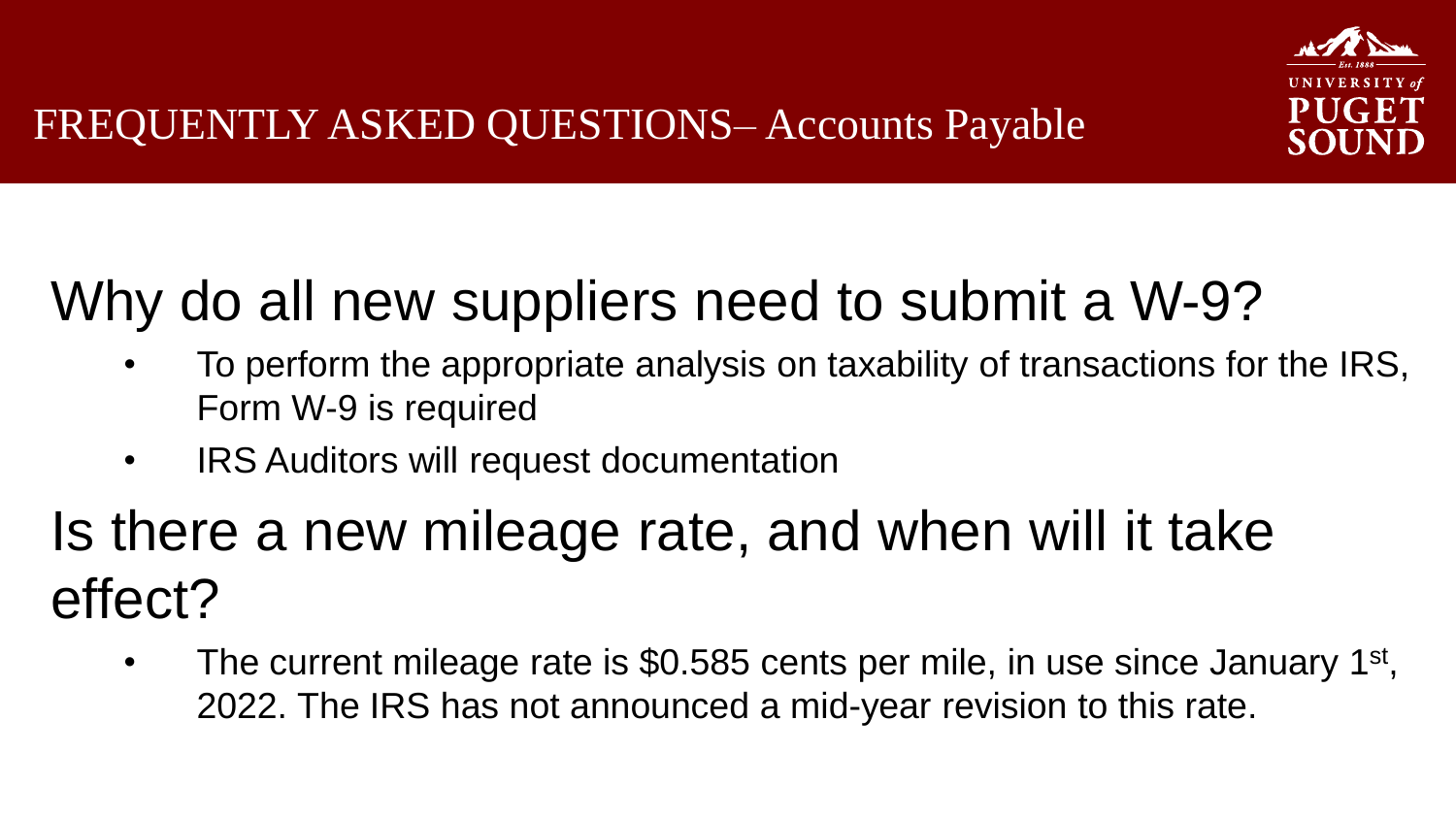# FREQUENTLY ASKED QUESTIONS– Accounts Payable

## Why do all new suppliers need to submit a W-9?

- To perform the appropriate analysis on taxability of transactions for the IRS, Form W-9 is required
- IRS Auditors will request documentation

## Is there a new mileage rate, and when will it take effect?

- The current mileage rate is $0.585 cents per mile, in use since January 1st, 2022. The IRS has not announced a mid-year revision to this rate.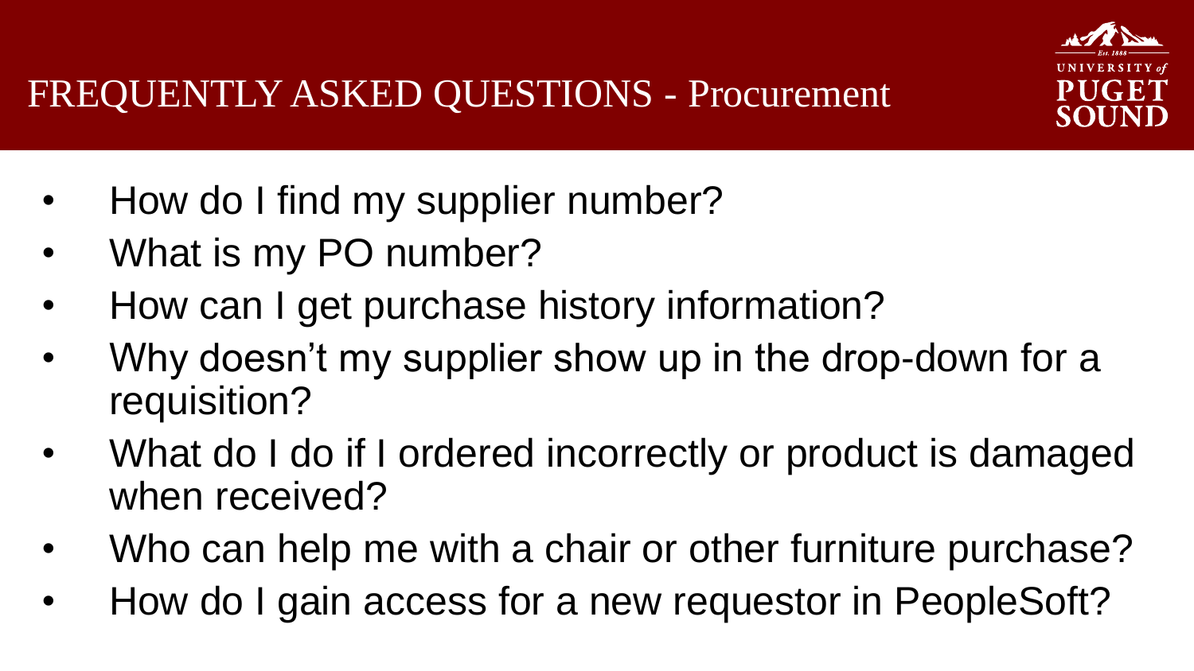# FREQUENTLY ASKED QUESTIONS - Procurement

- How do I find my supplier number?
- What is my PO number?
- How can I get purchase history information?
- Why doesn't my supplier show up in the drop-down for a requisition?
- What do I do if I ordered incorrectly or product is damaged when received?
- Who can help me with a chair or other furniture purchase?
- How do I gain access for a new requestor in PeopleSoft?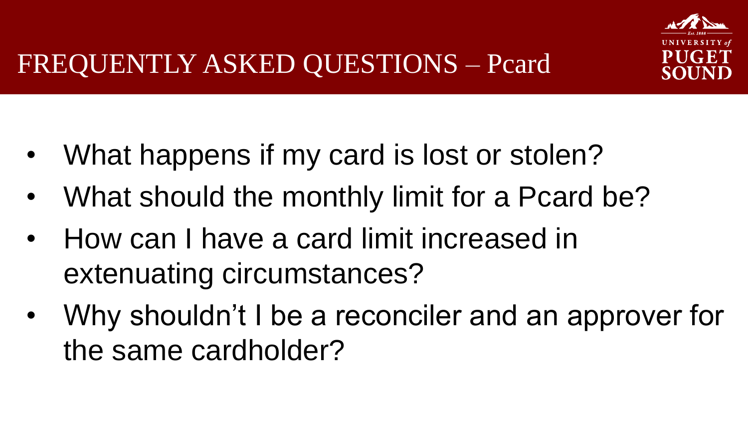# FREQUENTLY ASKED QUESTIONS – Pcard

- What happens if my card is lost or stolen?
- What should the monthly limit for a Pcard be?
- How can I have a card limit increased in extenuating circumstances?
- Why shouldn't I be a reconciler and an approver for the same cardholder?